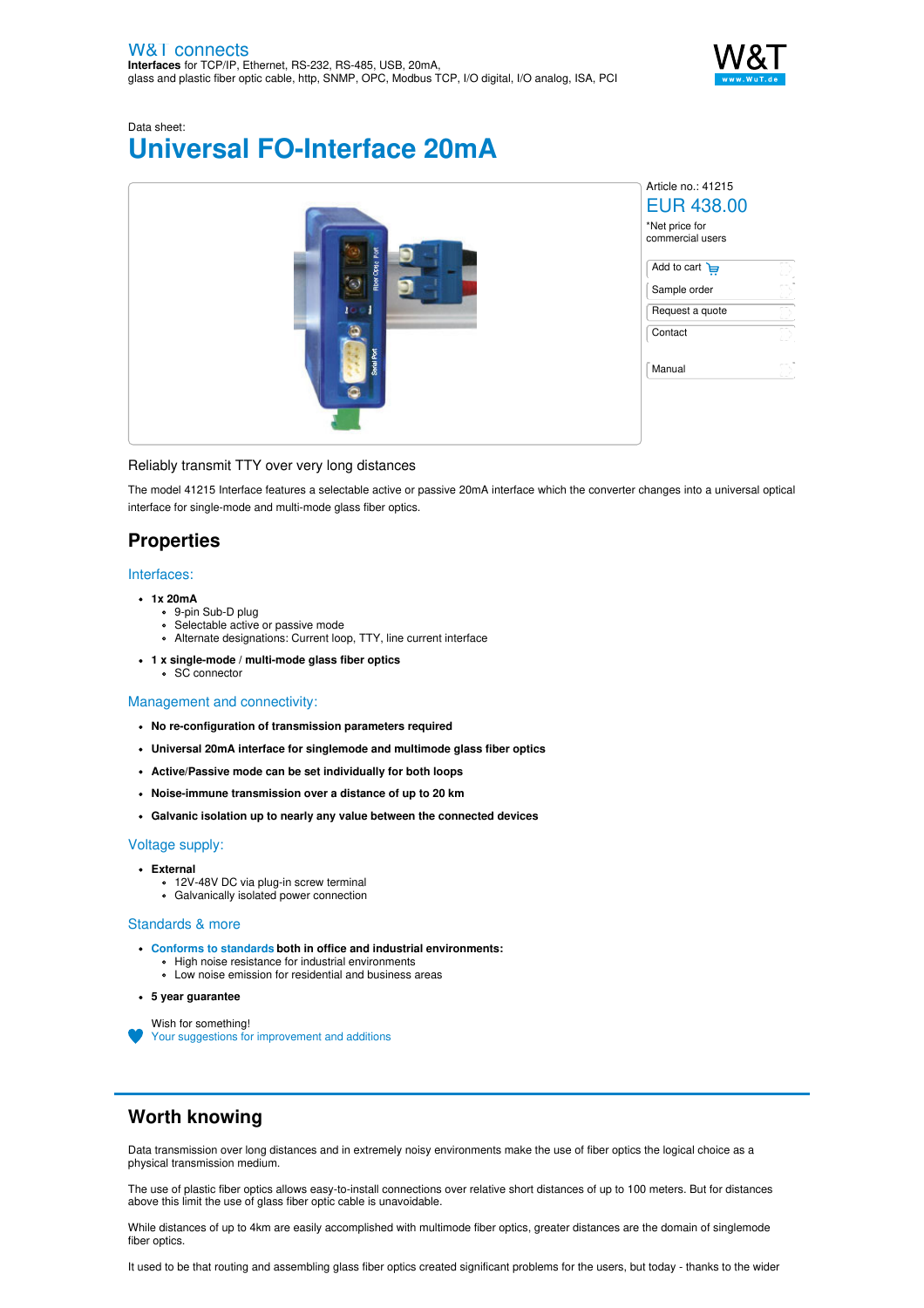W&T connects
**Interfaces** for TCP/IP, Ethernet, RS-232, RS-485, USB, 20mA, glass and plastic fiber optic cable, http, SNMP, OPC, Modbus TCP, I/O digital, I/O analog, ISA, PCI

Data sheet:

# Universal FO-Interface 20mA

Article no.: 41215

EUR 438.00

*Net price for commercial users

Add to cart

Sample order

Request a quote

Contact

Manual

Reliably transmit TTY over very long distances

The model 41215 Interface features a selectable active or passive 20mA interface which the converter changes into a universal optical interface for single-mode and multi-mode glass fiber optics.

## Properties

### Interfaces:

- **1x 20mA**
  - 9-pin Sub-D plug
  - Selectable active or passive mode
  - Alternate designations: Current loop, TTY, line current interface
- **1 x single-mode / multi-mode glass fiber optics**
  - SC connector

### Management and connectivity:

- **No re-configuration of transmission parameters required**
- **Universal 20mA interface for singlemode and multimode glass fiber optics**
- **Active/Passive mode can be set individually for both loops**
- **Noise-immune transmission over a distance of up to 20 km**
- **Galvanic isolation up to nearly any value between the connected devices**

### Voltage supply:

- **External**
  - 12V-48V DC via plug-in screw terminal
  - Galvanically isolated power connection

### Standards & more

- **Conforms to standards both in office and industrial environments:**
  - High noise resistance for industrial environments
  - Low noise emission for residential and business areas
- **5 year guarantee**

Wish for something!
Your suggestions for improvement and additions

## Worth knowing

Data transmission over long distances and in extremely noisy environments make the use of fiber optics the logical choice as a physical transmission medium.

The use of plastic fiber optics allows easy-to-install connections over relative short distances of up to 100 meters. But for distances above this limit the use of glass fiber optic cable is unavoidable.

While distances of up to 4km are easily accomplished with multimode fiber optics, greater distances are the domain of singlemode fiber optics.

It used to be that routing and assembling glass fiber optics created significant problems for the users, but today - thanks to the wider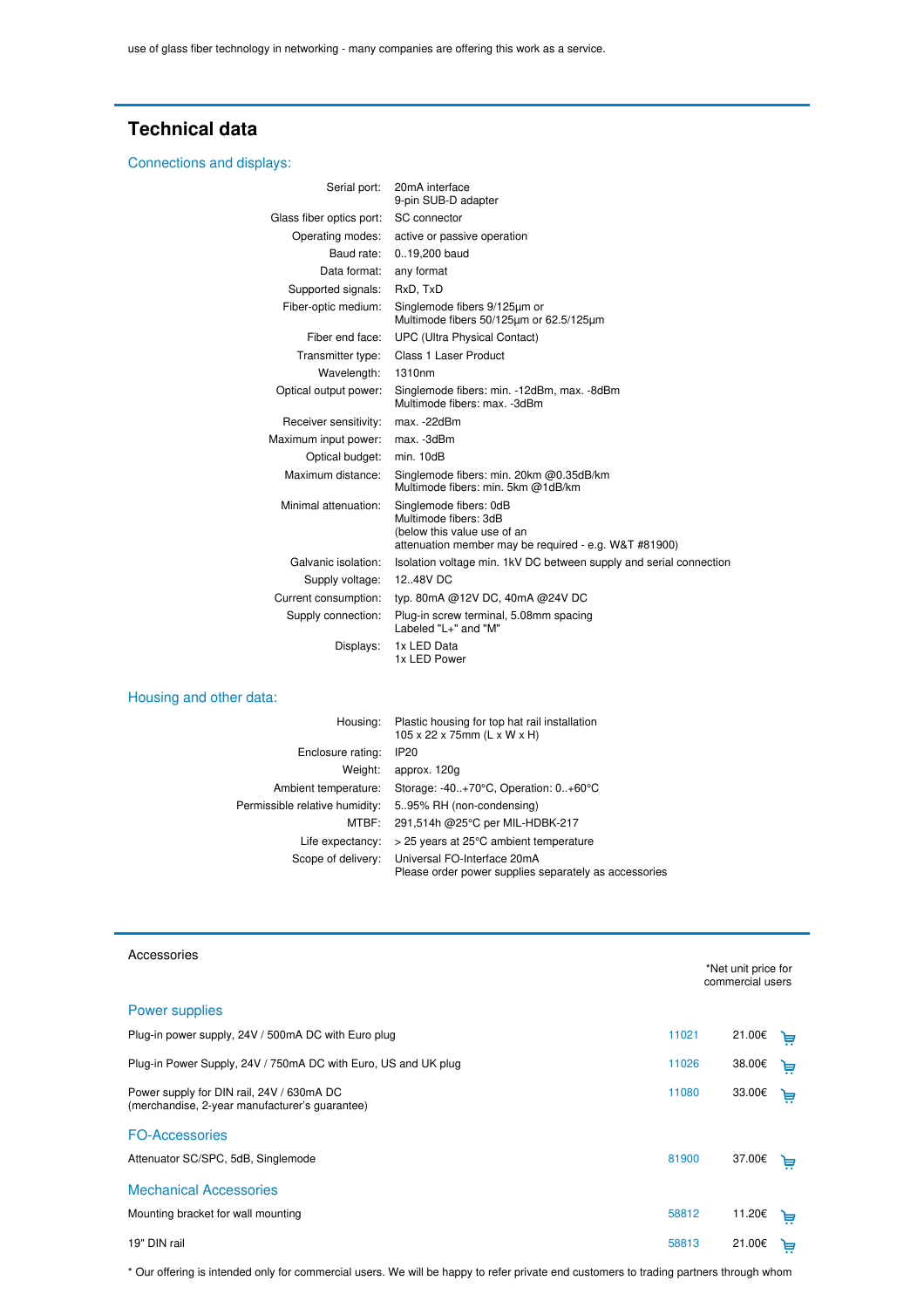use of glass fiber technology in networking - many companies are offering this work as a service.

## Technical data

### Connections and displays:

| | |
|---|---|
| Serial port: | 20mA interface<br>9-pin SUB-D adapter |
| Glass fiber optics port: | SC connector |
| Operating modes: | active or passive operation |
| Baud rate: | 0..19,200 baud |
| Data format: | any format |
| Supported signals: | RxD, TxD |
| Fiber-optic medium: | Singlemode fibers 9/125µm or<br>Multimode fibers 50/125µm or 62.5/125µm |
| Fiber end face: | UPC (Ultra Physical Contact) |
| Transmitter type: | Class 1 Laser Product |
| Wavelength: | 1310nm |
| Optical output power: | Singlemode fibers: min. -12dBm, max. -8dBm<br>Multimode fibers: max. -3dBm |
| Receiver sensitivity: | max. -22dBm |
| Maximum input power: | max. -3dBm |
| Optical budget: | min. 10dB |
| Maximum distance: | Singlemode fibers: min. 20km @0.35dB/km<br>Multimode fibers: min. 5km @1dB/km |
| Minimal attenuation: | Singlemode fibers: 0dB<br>Multimode fibers: 3dB<br>(below this value use of an<br>attenuation member may be required - e.g. W&T #81900) |
| Galvanic isolation: | Isolation voltage min. 1kV DC between supply and serial connection |
| Supply voltage: | 12..48V DC |
| Current consumption: | typ. 80mA @12V DC, 40mA @24V DC |
| Supply connection: | Plug-in screw terminal, 5.08mm spacing<br>Labeled "L+" and "M" |
| Displays: | 1x LED Data<br>1x LED Power |

### Housing and other data:

| | |
|---|---|
| Housing: | Plastic housing for top hat rail installation<br>105 x 22 x 75mm (L x W x H) |
| Enclosure rating: | IP20 |
| Weight: | approx. 120g |
| Ambient temperature: | Storage: -40..+70°C, Operation: 0..+60°C |
| Permissible relative humidity: | 5..95% RH (non-condensing) |
| MTBF: | 291,514h @25°C per MIL-HDBK-217 |
| Life expectancy: | > 25 years at 25°C ambient temperature |
| Scope of delivery: | Universal FO-Interface 20mA<br>Please order power supplies separately as accessories |

## Accessories

*Net unit price for commercial users

### Power supplies

| | | |
|---|---|---|
| Plug-in power supply, 24V / 500mA DC with Euro plug | 11021 | 21.00€ |
| Plug-in Power Supply, 24V / 750mA DC with Euro, US and UK plug | 11026 | 38.00€ |
| Power supply for DIN rail, 24V / 630mA DC<br>(merchandise, 2-year manufacturer's guarantee) | 11080 | 33.00€ |

### FO-Accessories

| | | |
|---|---|---|
| Attenuator SC/SPC, 5dB, Singlemode | 81900 | 37.00€ |

### Mechanical Accessories

| | | |
|---|---|---|
| Mounting bracket for wall mounting | 58812 | 11.20€ |
| 19" DIN rail | 58813 | 21.00€ |

* Our offering is intended only for commercial users. We will be happy to refer private end customers to trading partners through whom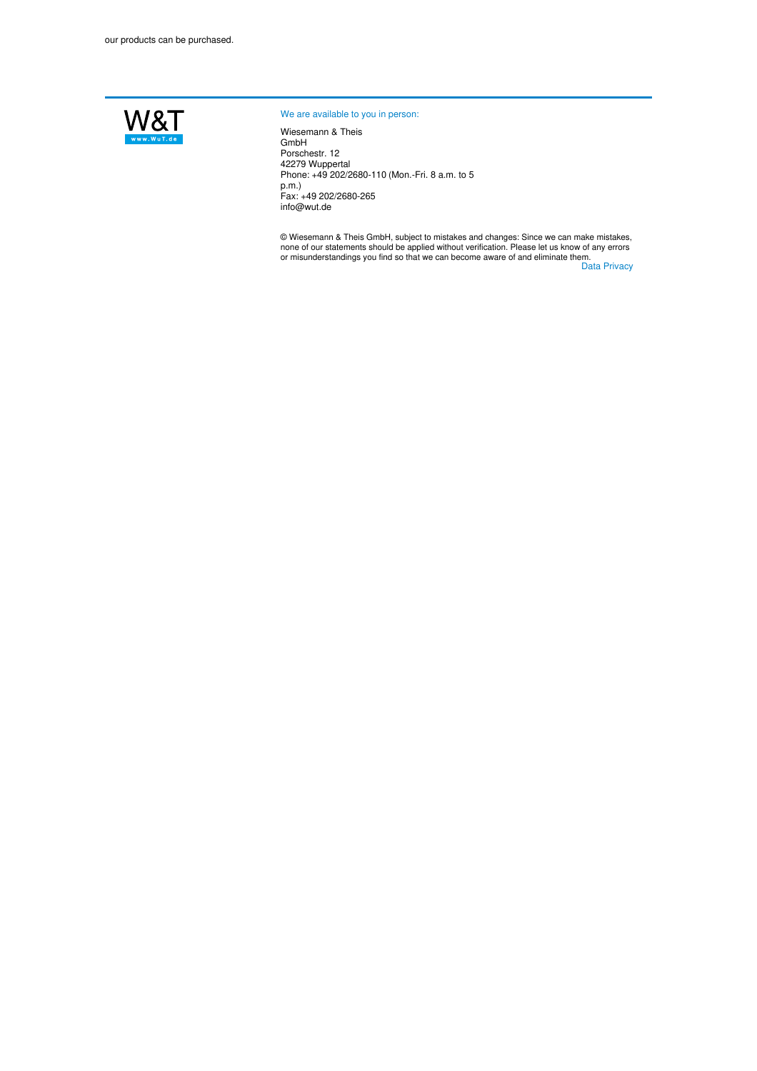our products can be purchased.

W&T
www.WuT.de

We are available to you in person:

Wiesemann & Theis GmbH
Porschestr. 12
42279 Wuppertal
Phone: +49 202/2680-110 (Mon.-Fri. 8 a.m. to 5 p.m.)
Fax: +49 202/2680-265
info@wut.de

© Wiesemann & Theis GmbH, subject to mistakes and changes: Since we can make mistakes, none of our statements should be applied without verification. Please let us know of any errors or misunderstandings you find so that we can become aware of and eliminate them.

Data Privacy